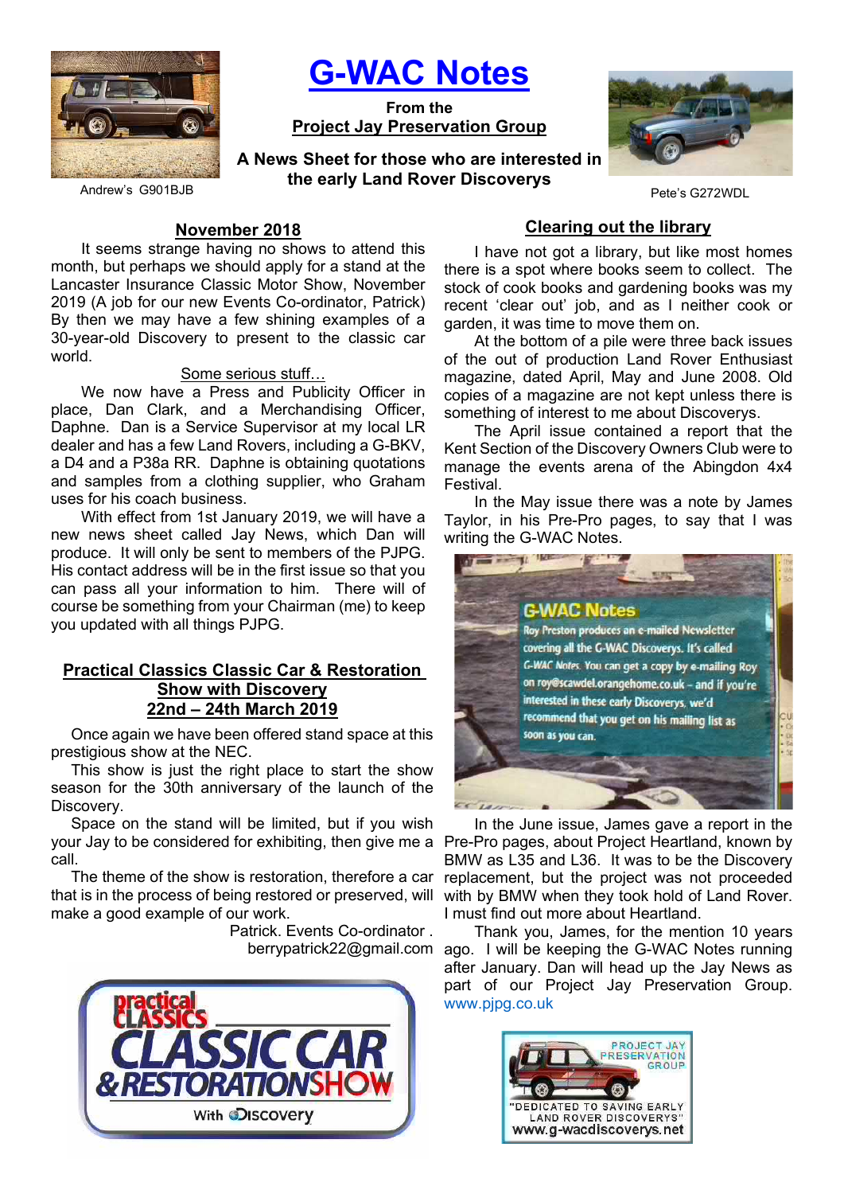# G-WAC Notes

**From the**
**Project Jay Preservation Group**

**A News Sheet for those who are interested in the early Land Rover Discoverys**

Andrew's G901BJB

Pete's G272WDL

## November 2018

It seems strange having no shows to attend this month, but perhaps we should apply for a stand at the Lancaster Insurance Classic Motor Show, November 2019 (A job for our new Events Co-ordinator, Patrick) By then we may have a few shining examples of a 30-year-old Discovery to present to the classic car world.

### Some serious stuff…

We now have a Press and Publicity Officer in place, Dan Clark, and a Merchandising Officer, Daphne. Dan is a Service Supervisor at my local LR dealer and has a few Land Rovers, including a G-BKV, a D4 and a P38a RR. Daphne is obtaining quotations and samples from a clothing supplier, who Graham uses for his coach business.

With effect from 1st January 2019, we will have a new news sheet called Jay News, which Dan will produce. It will only be sent to members of the PJPG. His contact address will be in the first issue so that you can pass all your information to him. There will of course be something from your Chairman (me) to keep you updated with all things PJPG.

## Practical Classics Classic Car & Restoration Show with Discovery 22nd – 24th March 2019

Once again we have been offered stand space at this prestigious show at the NEC.

This show is just the right place to start the show season for the 30th anniversary of the launch of the Discovery.

Space on the stand will be limited, but if you wish your Jay to be considered for exhibiting, then give me a call.

The theme of the show is restoration, therefore a car that is in the process of being restored or preserved, will make a good example of our work.

Patrick. Events Co-ordinator .
berrypatrick22@gmail.com

## Clearing out the library

I have not got a library, but like most homes there is a spot where books seem to collect. The stock of cook books and gardening books was my recent 'clear out' job, and as I neither cook or garden, it was time to move them on.

At the bottom of a pile were three back issues of the out of production Land Rover Enthusiast magazine, dated April, May and June 2008. Old copies of a magazine are not kept unless there is something of interest to me about Discoverys.

The April issue contained a report that the Kent Section of the Discovery Owners Club were to manage the events arena of the Abingdon 4x4 Festival.

In the May issue there was a note by James Taylor, in his Pre-Pro pages, to say that I was writing the G-WAC Notes.

In the June issue, James gave a report in the Pre-Pro pages, about Project Heartland, known by BMW as L35 and L36. It was to be the Discovery replacement, but the project was not proceeded with by BMW when they took hold of Land Rover. I must find out more about Heartland.

Thank you, James, for the mention 10 years ago. I will be keeping the G-WAC Notes running after January. Dan will head up the Jay News as part of our Project Jay Preservation Group. www.pjpg.co.uk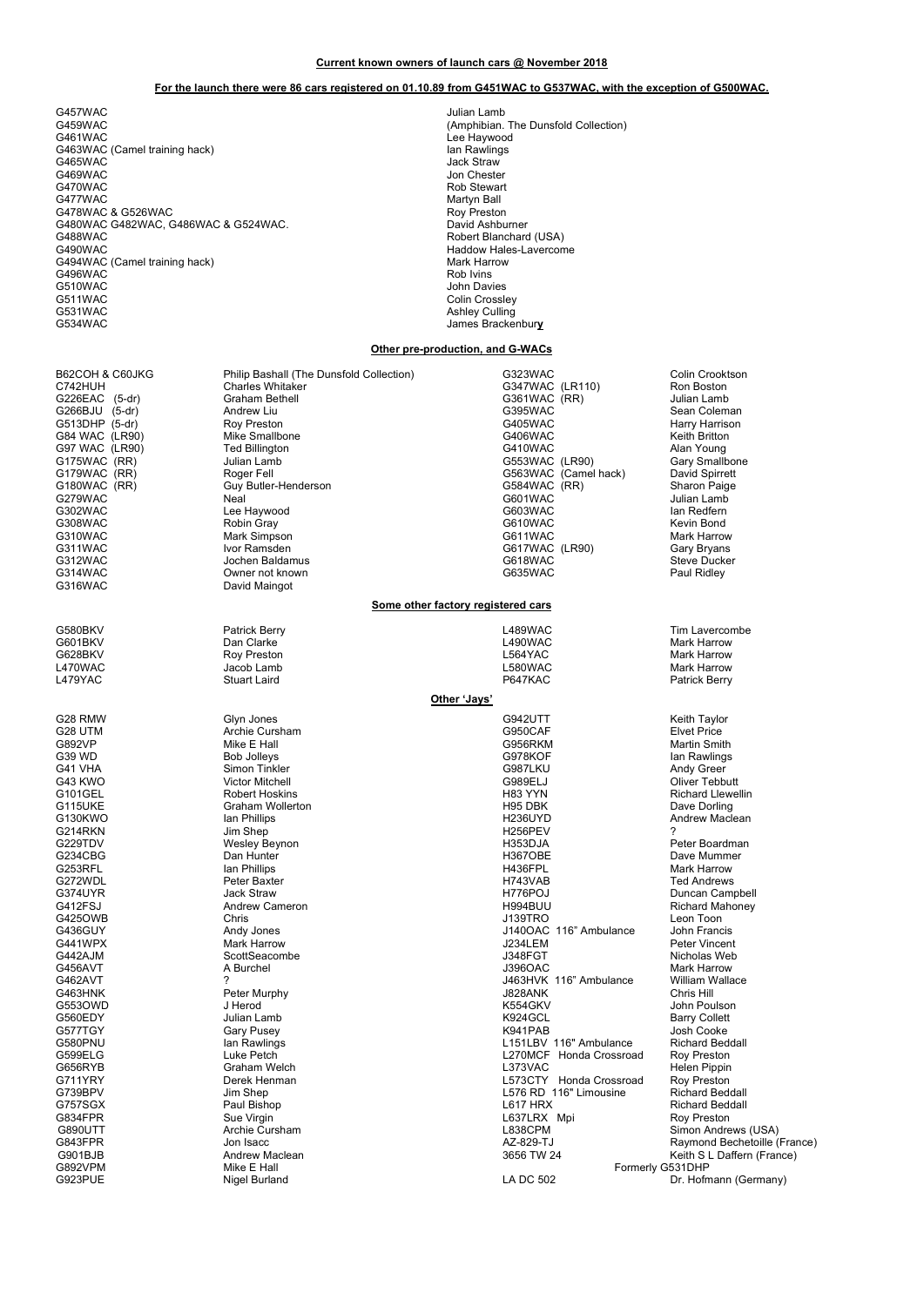**Current known owners of launch cars @ November 2018**

**For the launch there were 86 cars registered on 01.10.89 from G451WAC to G537WAC, with the exception of G500WAC.**

| Registration | Owner |
|---|---|
| G457WAC | Julian Lamb |
| G459WAC | (Amphibian. The Dunsfold Collection) |
| G461WAC | Lee Haywood |
| G463WAC (Camel training hack) | Ian Rawlings |
| G465WAC | Jack Straw |
| G469WAC | Jon Chester |
| G470WAC | Rob Stewart |
| G477WAC | Martyn Ball |
| G478WAC & G526WAC | Roy Preston |
| G480WAC G482WAC, G486WAC & G524WAC. | David Ashburner |
| G488WAC | Robert Blanchard (USA) |
| G490WAC | Haddow Hales-Lavercome |
| G494WAC (Camel training hack) | Mark Harrow |
| G496WAC | Rob Ivins |
| G510WAC | John Davies |
| G511WAC | Colin Crossley |
| G531WAC | Ashley Culling |
| G534WAC | James Brackenbur**y** |

**Other pre-production, and G-WACs**

| Registration | Owner | Registration | Owner |
|---|---|---|---|
| B62COH & C60JKG | Philip Bashall (The Dunsfold Collection) | G323WAC | Colin Crooktson |
| C742HUH | Charles Whitaker | G347WAC (LR110) | Ron Boston |
| G226EAC (5-dr) | Graham Bethell | G361WAC (RR) | Julian Lamb |
| G266BJU (5-dr) | Andrew Liu | G395WAC | Sean Coleman |
| G513DHP (5-dr) | Roy Preston | G405WAC | Harry Harrison |
| G84 WAC (LR90) | Mike Smallbone | G406WAC | Keith Britton |
| G97 WAC (LR90) | Ted Billington | G410WAC | Alan Young |
| G175WAC (RR) | Julian Lamb | G553WAC (LR90) | Gary Smallbone |
| G179WAC (RR) | Roger Fell | G563WAC (Camel hack) | David Spirrett |
| G180WAC (RR) | Guy Butler-Henderson | G584WAC (RR) | Sharon Paige |
| G279WAC | Neal | G601WAC | Julian Lamb |
| G302WAC | Lee Haywood | G603WAC | Ian Redfern |
| G308WAC | Robin Gray | G610WAC | Kevin Bond |
| G310WAC | Mark Simpson | G611WAC | Mark Harrow |
| G311WAC | Ivor Ramsden | G617WAC (LR90) | Gary Bryans |
| G312WAC | Jochen Baldamus | G618WAC | Steve Ducker |
| G314WAC | Owner not known | G635WAC | Paul Ridley |
| G316WAC | David Maingot | | |

**Some other factory registered cars**

| Registration | Owner | Registration | Owner |
|---|---|---|---|
| G580BKV | Patrick Berry | L489WAC | Tim Lavercombe |
| G601BKV | Dan Clarke | L490WAC | Mark Harrow |
| G628BKV | Roy Preston | L564YAC | Mark Harrow |
| L470WAC | Jacob Lamb | L580WAC | Mark Harrow |
| L479YAC | Stuart Laird | P647KAC | Patrick Berry |

**Other 'Jays'**

| Registration | Owner | Registration | Owner |
|---|---|---|---|
| G28 RMW | Glyn Jones | G942UTT | Keith Taylor |
| G28 UTM | Archie Cursham | G950CAF | Elvet Price |
| G892VP | Mike E Hall | G956RKM | Martin Smith |
| G39 WD | Bob Jolleys | G978KOF | Ian Rawlings |
| G41 VHA | Simon Tinkler | G987LKU | Andy Greer |
| G43 KWO | Victor Mitchell | G989ELJ | Oliver Tebbutt |
| G101GEL | Robert Hoskins | H83 YYN | Richard Llewellin |
| G115UKE | Graham Wollerton | H95 DBK | Dave Dorling |
| G130KWO | Ian Phillips | H236UYD | Andrew Maclean |
| G214RKN | Jim Shep | H256PEV | ? |
| G229TDV | Wesley Beynon | H353DJA | Peter Boardman |
| G234CBG | Dan Hunter | H367OBE | Dave Mummer |
| G253RFL | Ian Phillips | H436FPL | Mark Harrow |
| G272WDL | Peter Baxter | H743VAB | Ted Andrews |
| G374UYR | Jack Straw | H776POJ | Duncan Campbell |
| G412FSJ | Andrew Cameron | H994BUU | Richard Mahoney |
| G425OWB | Chris | J139TRO | Leon Toon |
| G436GUY | Andy Jones | J140OAC 116" Ambulance | John Francis |
| G441WPX | Mark Harrow | J234LEM | Peter Vincent |
| G442AJM | ScottSeacombe | J348FGT | Nicholas Web |
| G456AVT | A Burchel | J396OAC | Mark Harrow |
| G462AVT | ? | J463HVK 116" Ambulance | William Wallace |
| G463HNK | Peter Murphy | J828ANK | Chris Hill |
| G553OWD | J Herod | K554GKV | John Poulson |
| G560EDY | Julian Lamb | K924GCL | Barry Collett |
| G577TGY | Gary Pusey | K941PAB | Josh Cooke |
| G580PNU | Ian Rawlings | L151LBV 116" Ambulance | Richard Beddall |
| G599ELG | Luke Petch | L270MCF Honda Crossroad | Roy Preston |
| G656RYB | Graham Welch | L373VAC | Helen Pippin |
| G711YRY | Derek Henman | L573CTY Honda Crossroad | Roy Preston |
| G739BPV | Jim Shep | L576 RD 116" Limousine | Richard Beddall |
| G757SGX | Paul Bishop | L617 HRX | Richard Beddall |
| G834FPR | Sue Virgin | L637LRX Mpi | Roy Preston |
| G890UTT | Archie Cursham | L838CPM | Simon Andrews (USA) |
| G843FPR | Jon Isacc | AZ-829-TJ | Raymond Bechetoille (France) |
| G901BJB | Andrew Maclean | 3656 TW 24 | Keith S L Daffern (France) |
| G892VPM | Mike E Hall | Formerly G531DHP | |
| G923PUE | Nigel Burland | LA DC 502 | Dr. Hofmann (Germany) |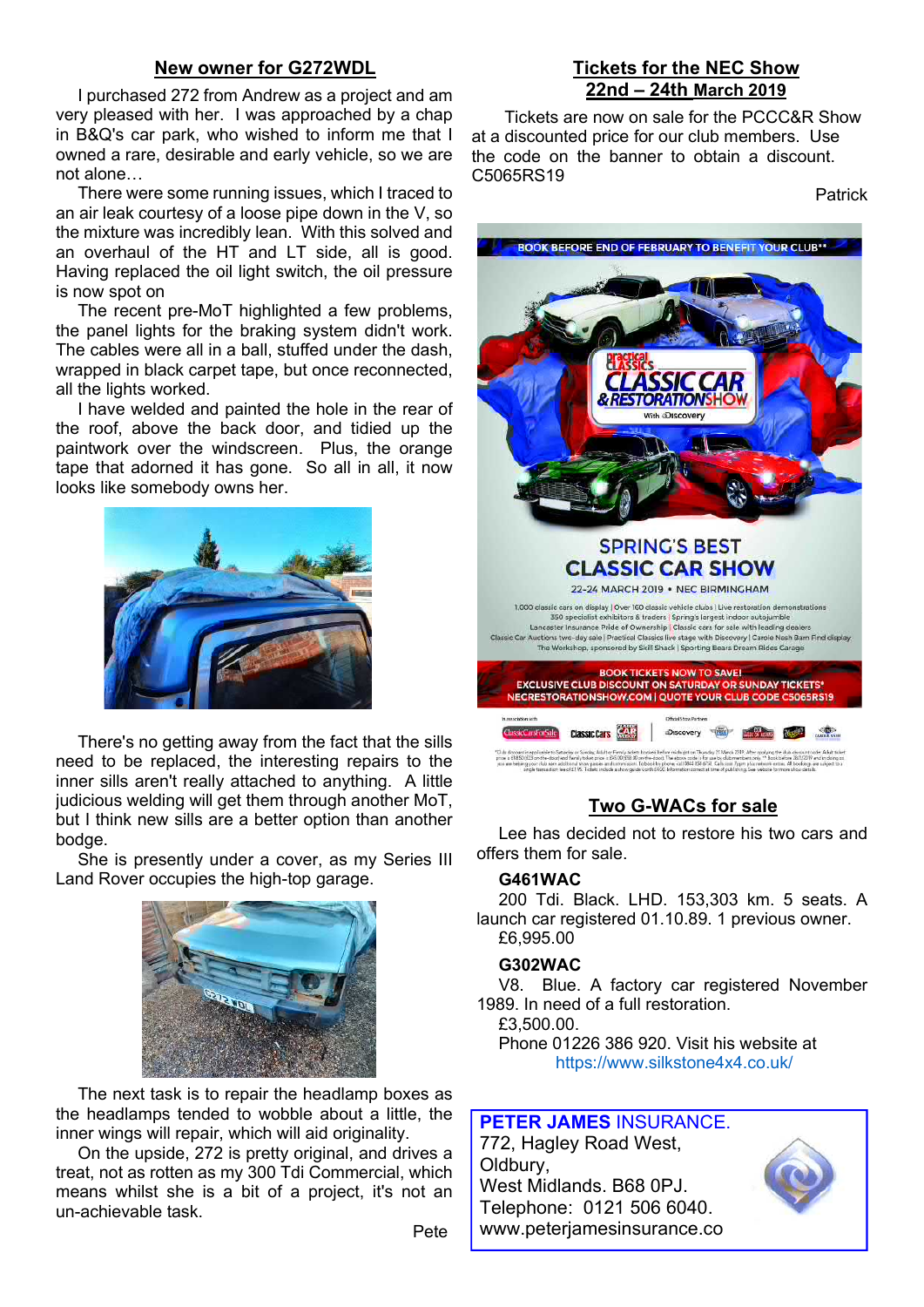## New owner for G272WDL

I purchased 272 from Andrew as a project and am very pleased with her. I was approached by a chap in B&Q's car park, who wished to inform me that I owned a rare, desirable and early vehicle, so we are not alone…

There were some running issues, which I traced to an air leak courtesy of a loose pipe down in the V, so the mixture was incredibly lean. With this solved and an overhaul of the HT and LT side, all is good. Having replaced the oil light switch, the oil pressure is now spot on

The recent pre-MoT highlighted a few problems, the panel lights for the braking system didn't work. The cables were all in a ball, stuffed under the dash, wrapped in black carpet tape, but once reconnected, all the lights worked.

I have welded and painted the hole in the rear of the roof, above the back door, and tidied up the paintwork over the windscreen. Plus, the orange tape that adorned it has gone. So all in all, it now looks like somebody owns her.

There's no getting away from the fact that the sills need to be replaced, the interesting repairs to the inner sills aren't really attached to anything. A little judicious welding will get them through another MoT, but I think new sills are a better option than another bodge.

She is presently under a cover, as my Series III Land Rover occupies the high-top garage.

The next task is to repair the headlamp boxes as the headlamps tended to wobble about a little, the inner wings will repair, which will aid originality.

On the upside, 272 is pretty original, and drives a treat, not as rotten as my 300 Tdi Commercial, which means whilst she is a bit of a project, it's not an un-achievable task.

Pete

## Tickets for the NEC Show 22nd – 24th March 2019

Tickets are now on sale for the PCCC&R Show at a discounted price for our club members. Use the code on the banner to obtain a discount. C5065RS19

Patrick

## Two G-WACs for sale

Lee has decided not to restore his two cars and offers them for sale.

**G461WAC**

200 Tdi. Black. LHD. 153,303 km. 5 seats. A launch car registered 01.10.89. 1 previous owner.

£6,995.00

**G302WAC**

V8. Blue. A factory car registered November 1989. In need of a full restoration.

£3,500.00.

Phone 01226 386 920. Visit his website at https://www.silkstone4x4.co.uk/

**PETER JAMES** INSURANCE.
772, Hagley Road West,
Oldbury,
West Midlands. B68 0PJ.
Telephone: 0121 506 6040.
www.peterjamesinsurance.co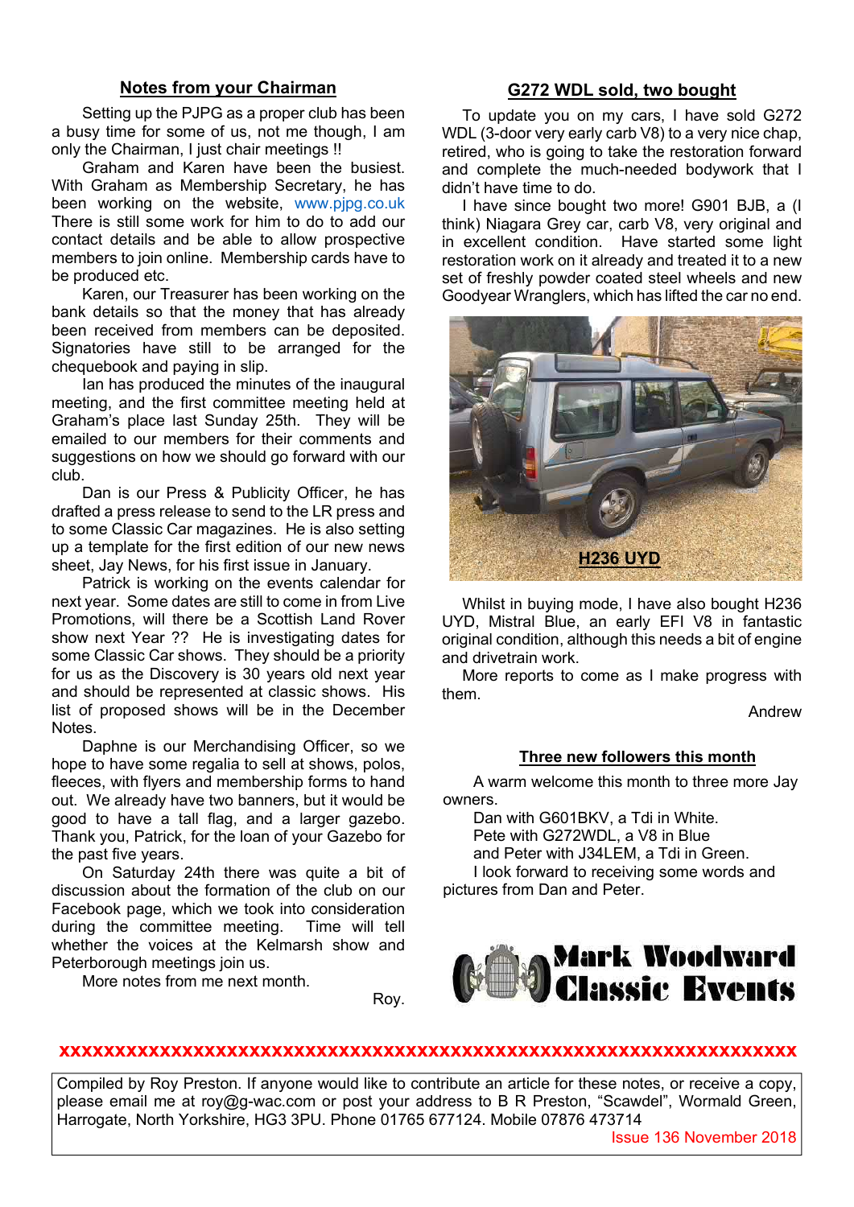## Notes from your Chairman

Setting up the PJPG as a proper club has been a busy time for some of us, not me though, I am only the Chairman, I just chair meetings !!

Graham and Karen have been the busiest. With Graham as Membership Secretary, he has been working on the website, www.pjpg.co.uk There is still some work for him to do to add our contact details and be able to allow prospective members to join online. Membership cards have to be produced etc.

Karen, our Treasurer has been working on the bank details so that the money that has already been received from members can be deposited. Signatories have still to be arranged for the chequebook and paying in slip.

Ian has produced the minutes of the inaugural meeting, and the first committee meeting held at Graham's place last Sunday 25th. They will be emailed to our members for their comments and suggestions on how we should go forward with our club.

Dan is our Press & Publicity Officer, he has drafted a press release to send to the LR press and to some Classic Car magazines. He is also setting up a template for the first edition of our new news sheet, Jay News, for his first issue in January.

Patrick is working on the events calendar for next year. Some dates are still to come in from Live Promotions, will there be a Scottish Land Rover show next Year ?? He is investigating dates for some Classic Car shows. They should be a priority for us as the Discovery is 30 years old next year and should be represented at classic shows. His list of proposed shows will be in the December Notes.

Daphne is our Merchandising Officer, so we hope to have some regalia to sell at shows, polos, fleeces, with flyers and membership forms to hand out. We already have two banners, but it would be good to have a tall flag, and a larger gazebo. Thank you, Patrick, for the loan of your Gazebo for the past five years.

On Saturday 24th there was quite a bit of discussion about the formation of the club on our Facebook page, which we took into consideration during the committee meeting. Time will tell whether the voices at the Kelmarsh show and Peterborough meetings join us.

More notes from me next month.

Roy.

## G272 WDL sold, two bought

To update you on my cars, I have sold G272 WDL (3-door very early carb V8) to a very nice chap, retired, who is going to take the restoration forward and complete the much-needed bodywork that I didn't have time to do.

I have since bought two more! G901 BJB, a (I think) Niagara Grey car, carb V8, very original and in excellent condition. Have started some light restoration work on it already and treated it to a new set of freshly powder coated steel wheels and new Goodyear Wranglers, which has lifted the car no end.

**H236 UYD**

Whilst in buying mode, I have also bought H236 UYD, Mistral Blue, an early EFI V8 in fantastic original condition, although this needs a bit of engine and drivetrain work.

More reports to come as I make progress with them.

Andrew

## Three new followers this month

A warm welcome this month to three more Jay owners.

Dan with G601BKV, a Tdi in White.
Pete with G272WDL, a V8 in Blue
and Peter with J34LEM, a Tdi in Green.

I look forward to receiving some words and pictures from Dan and Peter.

**Mark Woodward Classic Events**

xxxxxxxxxxxxxxxxxxxxxxxxxxxxxxxxxxxxxxxxxxxxxxxxxxxxxxxxxxxxxxxxxxxxxxx

Compiled by Roy Preston. If anyone would like to contribute an article for these notes, or receive a copy, please email me at roy@g-wac.com or post your address to B R Preston, "Scawdel", Wormald Green, Harrogate, North Yorkshire, HG3 3PU. Phone 01765 677124. Mobile 07876 473714

Issue 136 November 2018